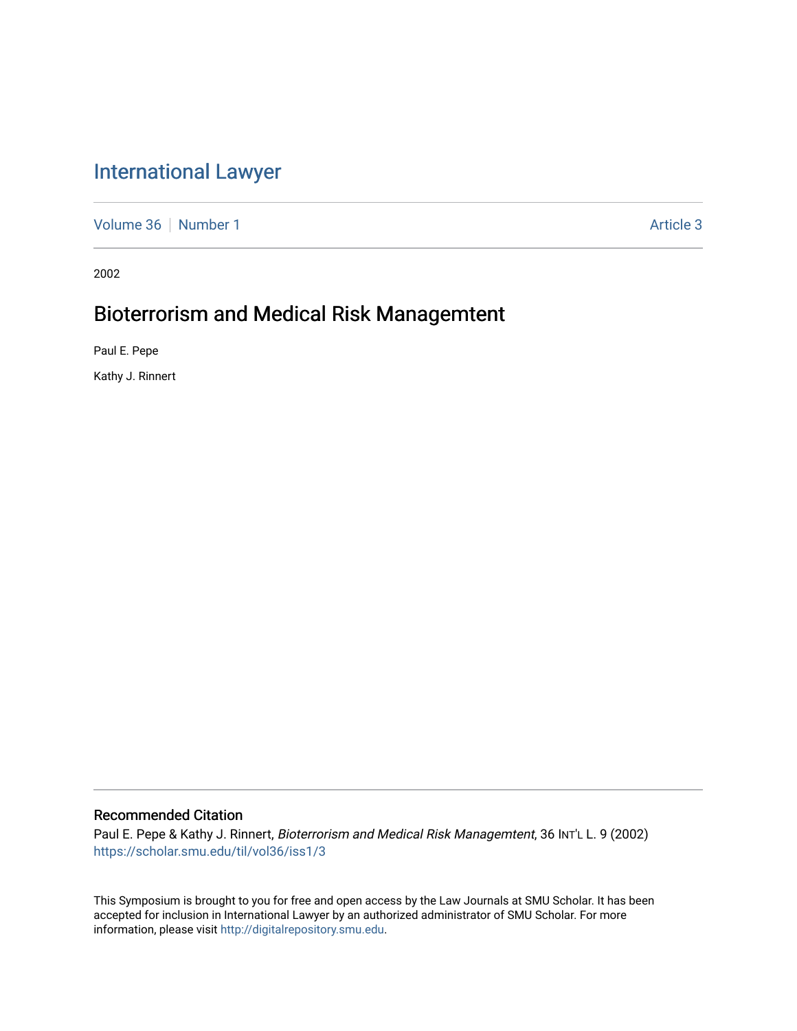# International Lawyer

Volume 36 | Number 1 | Article 3

2002

## Bioterrorism and Medical Risk Managemtent

Paul E. Pepe

Kathy J. Rinnert

### Recommended Citation

Paul E. Pepe & Kathy J. Rinnert, *Bioterrorism and Medical Risk Managemtent*, 36 INT'L L. 9 (2002)
https://scholar.smu.edu/til/vol36/iss1/3

This Symposium is brought to you for free and open access by the Law Journals at SMU Scholar. It has been accepted for inclusion in International Lawyer by an authorized administrator of SMU Scholar. For more information, please visit http://digitalrepository.smu.edu.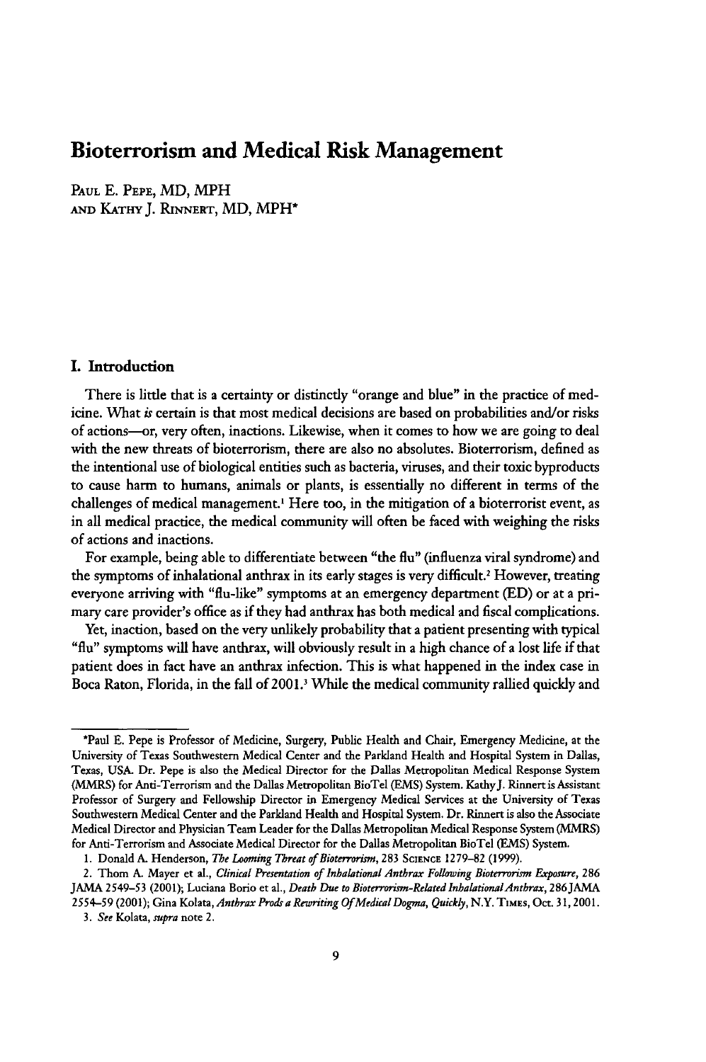# Bioterrorism and Medical Risk Management

PAUL E. PEPE, MD, MPH
AND KATHY J. RINNERT, MD, MPH*

## I. Introduction

There is little that is a certainty or distinctly "orange and blue" in the practice of medicine. What *is* certain is that most medical decisions are based on probabilities and/or risks of actions—or, very often, inactions. Likewise, when it comes to how we are going to deal with the new threats of bioterrorism, there are also no absolutes. Bioterrorism, defined as the intentional use of biological entities such as bacteria, viruses, and their toxic byproducts to cause harm to humans, animals or plants, is essentially no different in terms of the challenges of medical management.[1] Here too, in the mitigation of a bioterrorist event, as in all medical practice, the medical community will often be faced with weighing the risks of actions and inactions.

For example, being able to differentiate between "the flu" (influenza viral syndrome) and the symptoms of inhalational anthrax in its early stages is very difficult.[2] However, treating everyone arriving with "flu-like" symptoms at an emergency department (ED) or at a primary care provider's office as if they had anthrax has both medical and fiscal complications.

Yet, inaction, based on the very unlikely probability that a patient presenting with typical "flu" symptoms will have anthrax, will obviously result in a high chance of a lost life if that patient does in fact have an anthrax infection. This is what happened in the index case in Boca Raton, Florida, in the fall of 2001.[3] While the medical community rallied quickly and

---

*Paul E. Pepe is Professor of Medicine, Surgery, Public Health and Chair, Emergency Medicine, at the University of Texas Southwestern Medical Center and the Parkland Health and Hospital System in Dallas, Texas, USA. Dr. Pepe is also the Medical Director for the Dallas Metropolitan Medical Response System (MMRS) for Anti-Terrorism and the Dallas Metropolitan BioTel (EMS) System. Kathy J. Rinnert is Assistant Professor of Surgery and Fellowship Director in Emergency Medical Services at the University of Texas Southwestern Medical Center and the Parkland Health and Hospital System. Dr. Rinnert is also the Associate Medical Director and Physician Team Leader for the Dallas Metropolitan Medical Response System (MMRS) for Anti-Terrorism and Associate Medical Director for the Dallas Metropolitan BioTel (EMS) System.

1. Donald A. Henderson, *The Looming Threat of Bioterrorism*, 283 SCIENCE 1279–82 (1999).

2. Thom A. Mayer et al., *Clinical Presentation of Inhalational Anthrax Following Bioterrorism Exposure*, 286 JAMA 2549–53 (2001); Luciana Borio et al., *Death Due to Bioterrorism-Related Inhalational Anthrax*, 286 JAMA 2554–59 (2001); Gina Kolata, *Anthrax Prods a Rewriting Of Medical Dogma, Quickly*, N.Y. TIMES, Oct. 31, 2001.

3. *See* Kolata, *supra* note 2.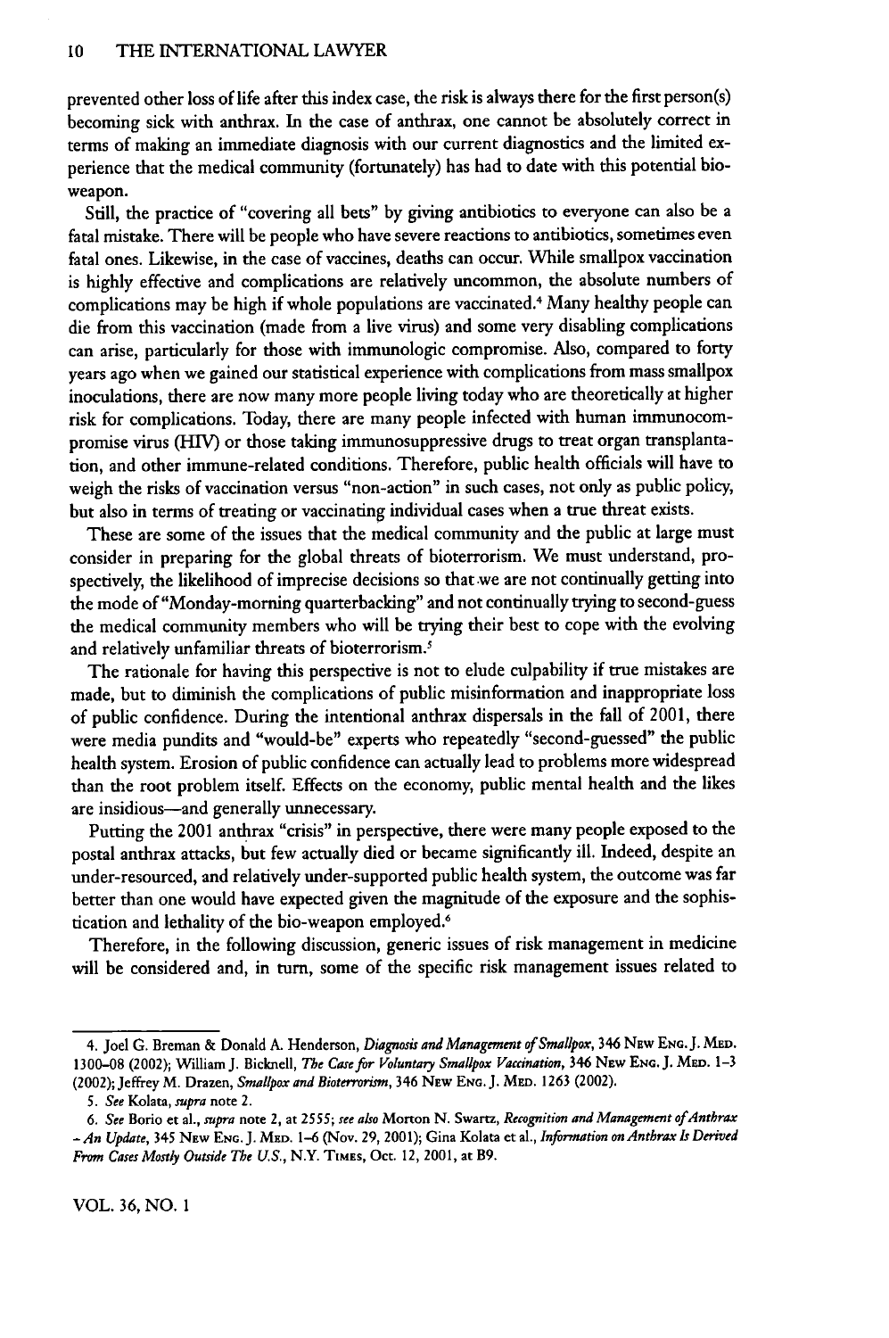prevented other loss of life after this index case, the risk is always there for the first person(s) becoming sick with anthrax. In the case of anthrax, one cannot be absolutely correct in terms of making an immediate diagnosis with our current diagnostics and the limited experience that the medical community (fortunately) has had to date with this potential bio-weapon.

Still, the practice of "covering all bets" by giving antibiotics to everyone can also be a fatal mistake. There will be people who have severe reactions to antibiotics, sometimes even fatal ones. Likewise, in the case of vaccines, deaths can occur. While smallpox vaccination is highly effective and complications are relatively uncommon, the absolute numbers of complications may be high if whole populations are vaccinated.[4] Many healthy people can die from this vaccination (made from a live virus) and some very disabling complications can arise, particularly for those with immunologic compromise. Also, compared to forty years ago when we gained our statistical experience with complications from mass smallpox inoculations, there are now many more people living today who are theoretically at higher risk for complications. Today, there are many people infected with human immunocompromise virus (HIV) or those taking immunosuppressive drugs to treat organ transplantation, and other immune-related conditions. Therefore, public health officials will have to weigh the risks of vaccination versus "non-action" in such cases, not only as public policy, but also in terms of treating or vaccinating individual cases when a true threat exists.

These are some of the issues that the medical community and the public at large must consider in preparing for the global threats of bioterrorism. We must understand, prospectively, the likelihood of imprecise decisions so that we are not continually getting into the mode of "Monday-morning quarterbacking" and not continually trying to second-guess the medical community members who will be trying their best to cope with the evolving and relatively unfamiliar threats of bioterrorism.[5]

The rationale for having this perspective is not to elude culpability if true mistakes are made, but to diminish the complications of public misinformation and inappropriate loss of public confidence. During the intentional anthrax dispersals in the fall of 2001, there were media pundits and "would-be" experts who repeatedly "second-guessed" the public health system. Erosion of public confidence can actually lead to problems more widespread than the root problem itself. Effects on the economy, public mental health and the likes are insidious—and generally unnecessary.

Putting the 2001 anthrax "crisis" in perspective, there were many people exposed to the postal anthrax attacks, but few actually died or became significantly ill. Indeed, despite an under-resourced, and relatively under-supported public health system, the outcome was far better than one would have expected given the magnitude of the exposure and the sophistication and lethality of the bio-weapon employed.[6]

Therefore, in the following discussion, generic issues of risk management in medicine will be considered and, in turn, some of the specific risk management issues related to

---

4. Joel G. Breman & Donald A. Henderson, *Diagnosis and Management of Smallpox*, 346 NEW ENG. J. MED. 1300–08 (2002); William J. Bicknell, *The Case for Voluntary Smallpox Vaccination*, 346 NEW ENG. J. MED. 1–3 (2002); Jeffrey M. Drazen, *Smallpox and Bioterrorism*, 346 NEW ENG. J. MED. 1263 (2002).

5. *See* Kolata, *supra* note 2.

6. *See* Borio et al., *supra* note 2, at 2555; *see also* Morton N. Swartz, *Recognition and Management of Anthrax – An Update*, 345 NEW ENG. J. MED. 1–6 (Nov. 29, 2001); Gina Kolata et al., *Information on Anthrax Is Derived From Cases Mostly Outside The U.S.*, N.Y. TIMES, Oct. 12, 2001, at B9.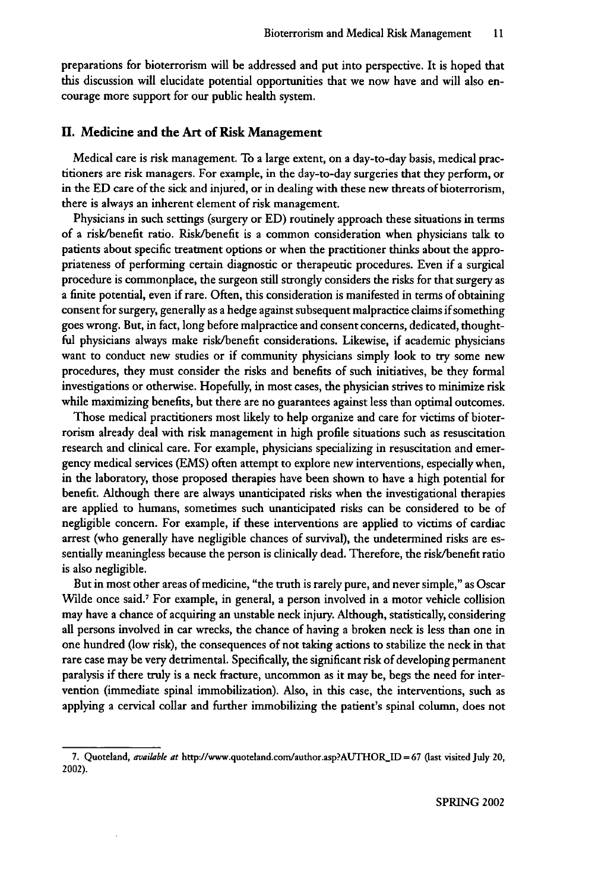preparations for bioterrorism will be addressed and put into perspective. It is hoped that this discussion will elucidate potential opportunities that we now have and will also encourage more support for our public health system.

## II. Medicine and the Art of Risk Management

Medical care is risk management. To a large extent, on a day-to-day basis, medical practitioners are risk managers. For example, in the day-to-day surgeries that they perform, or in the ED care of the sick and injured, or in dealing with these new threats of bioterrorism, there is always an inherent element of risk management.

Physicians in such settings (surgery or ED) routinely approach these situations in terms of a risk/benefit ratio. Risk/benefit is a common consideration when physicians talk to patients about specific treatment options or when the practitioner thinks about the appropriateness of performing certain diagnostic or therapeutic procedures. Even if a surgical procedure is commonplace, the surgeon still strongly considers the risks for that surgery as a finite potential, even if rare. Often, this consideration is manifested in terms of obtaining consent for surgery, generally as a hedge against subsequent malpractice claims if something goes wrong. But, in fact, long before malpractice and consent concerns, dedicated, thoughtful physicians always make risk/benefit considerations. Likewise, if academic physicians want to conduct new studies or if community physicians simply look to try some new procedures, they must consider the risks and benefits of such initiatives, be they formal investigations or otherwise. Hopefully, in most cases, the physician strives to minimize risk while maximizing benefits, but there are no guarantees against less than optimal outcomes.

Those medical practitioners most likely to help organize and care for victims of bioterrorism already deal with risk management in high profile situations such as resuscitation research and clinical care. For example, physicians specializing in resuscitation and emergency medical services (EMS) often attempt to explore new interventions, especially when, in the laboratory, those proposed therapies have been shown to have a high potential for benefit. Although there are always unanticipated risks when the investigational therapies are applied to humans, sometimes such unanticipated risks can be considered to be of negligible concern. For example, if these interventions are applied to victims of cardiac arrest (who generally have negligible chances of survival), the undetermined risks are essentially meaningless because the person is clinically dead. Therefore, the risk/benefit ratio is also negligible.

But in most other areas of medicine, "the truth is rarely pure, and never simple," as Oscar Wilde once said.[7] For example, in general, a person involved in a motor vehicle collision may have a chance of acquiring an unstable neck injury. Although, statistically, considering all persons involved in car wrecks, the chance of having a broken neck is less than one in one hundred (low risk), the consequences of not taking actions to stabilize the neck in that rare case may be very detrimental. Specifically, the significant risk of developing permanent paralysis if there truly is a neck fracture, uncommon as it may be, begs the need for intervention (immediate spinal immobilization). Also, in this case, the interventions, such as applying a cervical collar and further immobilizing the patient's spinal column, does not

---

7. Quoteland, *available at* http://www.quoteland.com/author.asp?AUTHOR_ID=67 (last visited July 20, 2002).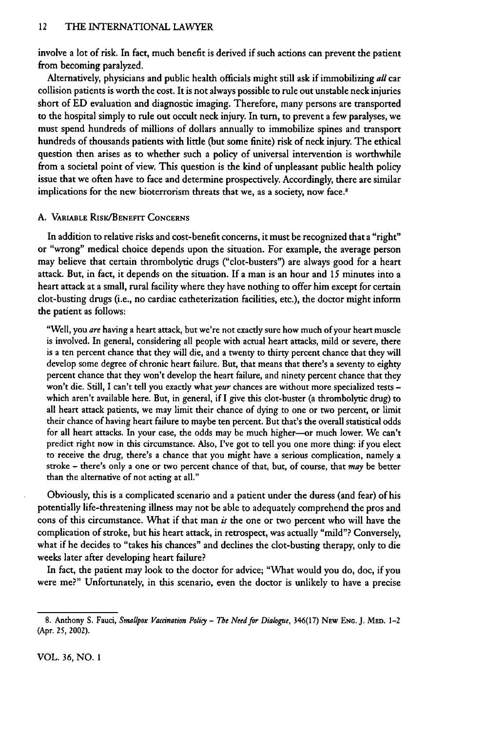involve a lot of risk. In fact, much benefit is derived if such actions can prevent the patient from becoming paralyzed.

Alternatively, physicians and public health officials might still ask if immobilizing *all* car collision patients is worth the cost. It is not always possible to rule out unstable neck injuries short of ED evaluation and diagnostic imaging. Therefore, many persons are transported to the hospital simply to rule out occult neck injury. In turn, to prevent a few paralyses, we must spend hundreds of millions of dollars annually to immobilize spines and transport hundreds of thousands patients with little (but some finite) risk of neck injury. The ethical question then arises as to whether such a policy of universal intervention is worthwhile from a societal point of view. This question is the kind of unpleasant public health policy issue that we often have to face and determine prospectively. Accordingly, there are similar implications for the new bioterrorism threats that we, as a society, now face.[8]

### A. Variable Risk/Benefit Concerns

In addition to relative risks and cost-benefit concerns, it must be recognized that a "right" or "wrong" medical choice depends upon the situation. For example, the average person may believe that certain thrombolytic drugs ("clot-busters") are always good for a heart attack. But, in fact, it depends on the situation. If a man is an hour and 15 minutes into a heart attack at a small, rural facility where they have nothing to offer him except for certain clot-busting drugs (i.e., no cardiac catheterization facilities, etc.), the doctor might inform the patient as follows:

> "Well, you *are* having a heart attack, but we're not exactly sure how much of your heart muscle is involved. In general, considering all people with actual heart attacks, mild or severe, there is a ten percent chance that they will die, and a twenty to thirty percent chance that they will develop some degree of chronic heart failure. But, that means that there's a seventy to eighty percent chance that they won't develop the heart failure, and ninety percent chance that they won't die. Still, I can't tell you exactly what *your* chances are without more specialized tests – which aren't available here. But, in general, if I give this clot-buster (a thrombolytic drug) to all heart attack patients, we may limit their chance of dying to one or two percent, or limit their chance of having heart failure to maybe ten percent. But that's the overall statistical odds for all heart attacks. In your case, the odds may be much higher—or much lower. We can't predict right now in this circumstance. Also, I've got to tell you one more thing: if you elect to receive the drug, there's a chance that you might have a serious complication, namely a stroke – there's only a one or two percent chance of that, but, of course, that *may* be better than the alternative of not acting at all."

Obviously, this is a complicated scenario and a patient under the duress (and fear) of his potentially life-threatening illness may not be able to adequately comprehend the pros and cons of this circumstance. What if that man *is* the one or two percent who will have the complication of stroke, but his heart attack, in retrospect, was actually "mild"? Conversely, what if he decides to "takes his chances" and declines the clot-busting therapy, only to die weeks later after developing heart failure?

In fact, the patient may look to the doctor for advice; "What would you do, doc, if you were me?" Unfortunately, in this scenario, even the doctor is unlikely to have a precise

---

8. Anthony S. Fauci, *Smallpox Vaccination Policy – The Need for Dialogue*, 346(17) New Eng. J. Med. 1-2 (Apr. 25, 2002).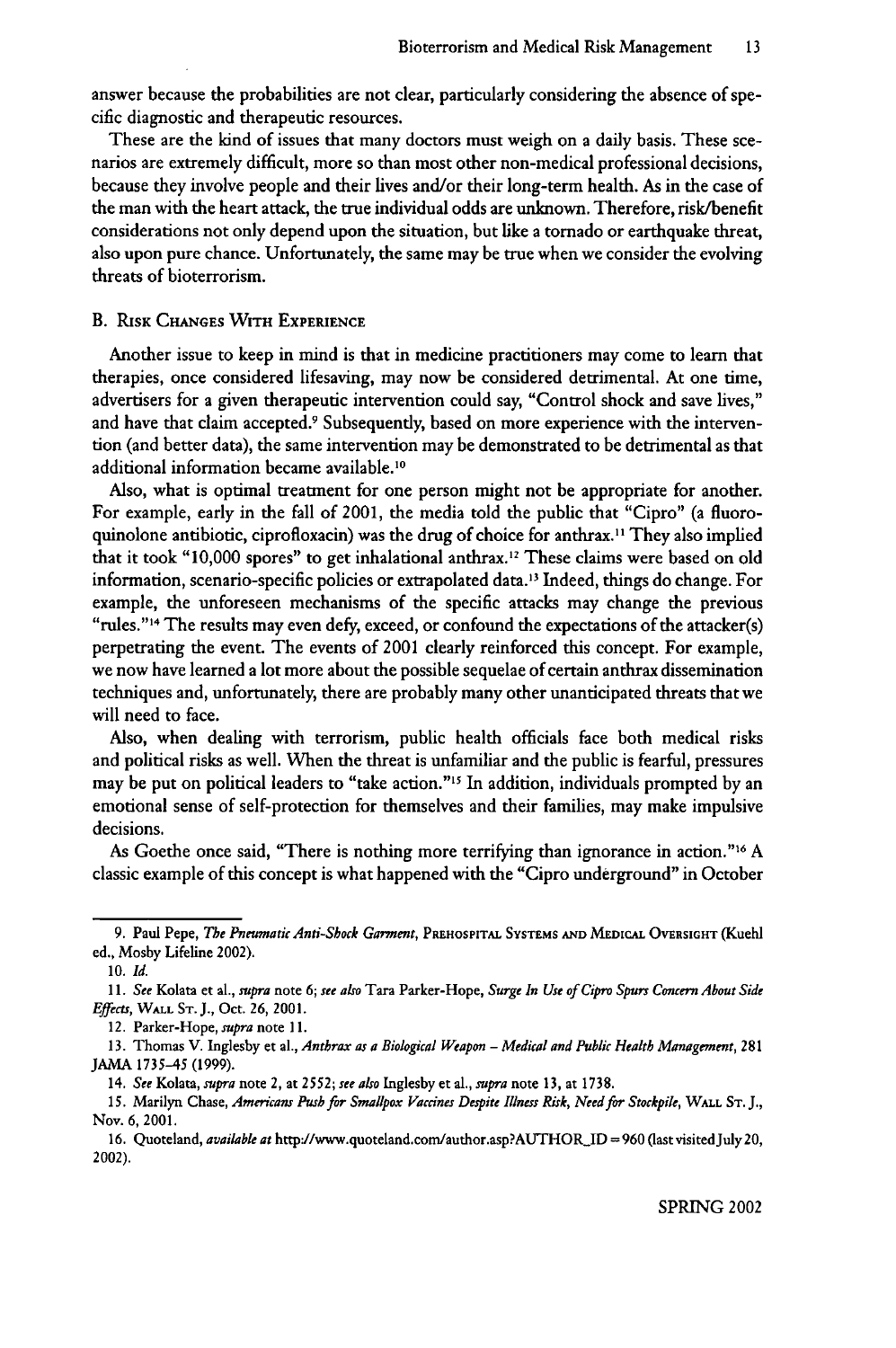answer because the probabilities are not clear, particularly considering the absence of specific diagnostic and therapeutic resources.

These are the kind of issues that many doctors must weigh on a daily basis. These scenarios are extremely difficult, more so than most other non-medical professional decisions, because they involve people and their lives and/or their long-term health. As in the case of the man with the heart attack, the true individual odds are unknown. Therefore, risk/benefit considerations not only depend upon the situation, but like a tornado or earthquake threat, also upon pure chance. Unfortunately, the same may be true when we consider the evolving threats of bioterrorism.

### B. Risk Changes With Experience

Another issue to keep in mind is that in medicine practitioners may come to learn that therapies, once considered lifesaving, may now be considered detrimental. At one time, advertisers for a given therapeutic intervention could say, "Control shock and save lives," and have that claim accepted.[9] Subsequently, based on more experience with the intervention (and better data), the same intervention may be demonstrated to be detrimental as that additional information became available.[10]

Also, what is optimal treatment for one person might not be appropriate for another. For example, early in the fall of 2001, the media told the public that "Cipro" (a fluoroquinolone antibiotic, ciprofloxacin) was the drug of choice for anthrax.[11] They also implied that it took "10,000 spores" to get inhalational anthrax.[12] These claims were based on old information, scenario-specific policies or extrapolated data.[13] Indeed, things do change. For example, the unforeseen mechanisms of the specific attacks may change the previous "rules."[14] The results may even defy, exceed, or confound the expectations of the attacker(s) perpetrating the event. The events of 2001 clearly reinforced this concept. For example, we now have learned a lot more about the possible sequelae of certain anthrax dissemination techniques and, unfortunately, there are probably many other unanticipated threats that we will need to face.

Also, when dealing with terrorism, public health officials face both medical risks and political risks as well. When the threat is unfamiliar and the public is fearful, pressures may be put on political leaders to "take action."[15] In addition, individuals prompted by an emotional sense of self-protection for themselves and their families, may make impulsive decisions.

As Goethe once said, "There is nothing more terrifying than ignorance in action."[16] A classic example of this concept is what happened with the "Cipro underground" in October

---

9. Paul Pepe, *The Pneumatic Anti-Shock Garment*, Prehospital Systems and Medical Oversight (Kuehl ed., Mosby Lifeline 2002).

10. *Id.*

11. *See* Kolata et al., *supra* note 6; *see also* Tara Parker-Hope, *Surge In Use of Cipro Spurs Concern About Side Effects*, Wall St. J., Oct. 26, 2001.

12. Parker-Hope, *supra* note 11.

13. Thomas V. Inglesby et al., *Anthrax as a Biological Weapon – Medical and Public Health Management*, 281 JAMA 1735–45 (1999).

14. *See* Kolata, *supra* note 2, at 2552; *see also* Inglesby et al., *supra* note 13, at 1738.

15. Marilyn Chase, *Americans Push for Smallpox Vaccines Despite Illness Risk, Need for Stockpile*, Wall St. J., Nov. 6, 2001.

16. Quoteland, *available at* http://www.quoteland.com/author.asp?AUTHOR_ID = 960 (last visited July 20, 2002).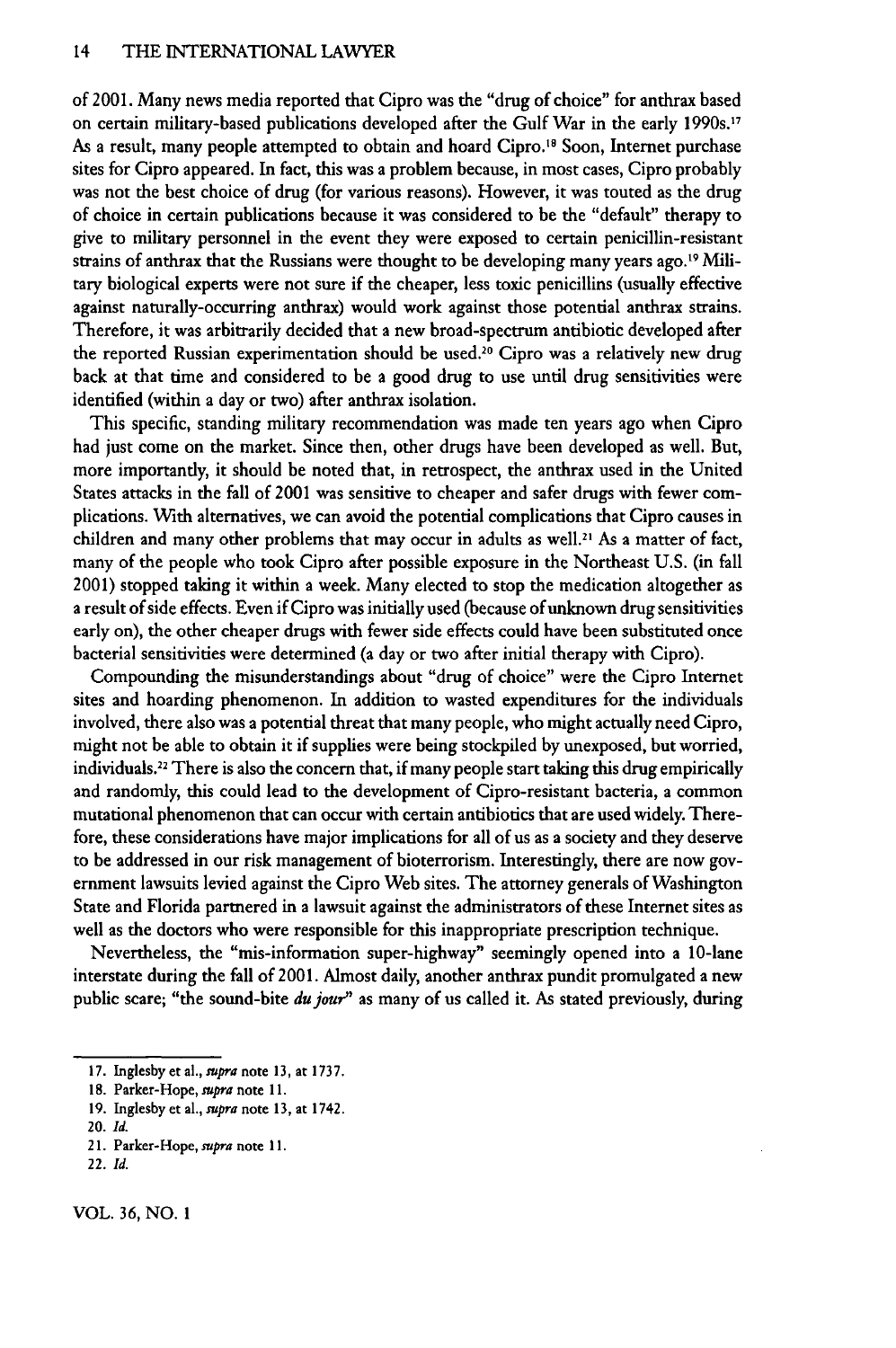of 2001. Many news media reported that Cipro was the "drug of choice" for anthrax based on certain military-based publications developed after the Gulf War in the early 1990s.[17] As a result, many people attempted to obtain and hoard Cipro.[18] Soon, Internet purchase sites for Cipro appeared. In fact, this was a problem because, in most cases, Cipro probably was not the best choice of drug (for various reasons). However, it was touted as the drug of choice in certain publications because it was considered to be the "default" therapy to give to military personnel in the event they were exposed to certain penicillin-resistant strains of anthrax that the Russians were thought to be developing many years ago.[19] Military biological experts were not sure if the cheaper, less toxic penicillins (usually effective against naturally-occurring anthrax) would work against those potential anthrax strains. Therefore, it was arbitrarily decided that a new broad-spectrum antibiotic developed after the reported Russian experimentation should be used.[20] Cipro was a relatively new drug back at that time and considered to be a good drug to use until drug sensitivities were identified (within a day or two) after anthrax isolation.

This specific, standing military recommendation was made ten years ago when Cipro had just come on the market. Since then, other drugs have been developed as well. But, more importantly, it should be noted that, in retrospect, the anthrax used in the United States attacks in the fall of 2001 was sensitive to cheaper and safer drugs with fewer complications. With alternatives, we can avoid the potential complications that Cipro causes in children and many other problems that may occur in adults as well.[21] As a matter of fact, many of the people who took Cipro after possible exposure in the Northeast U.S. (in fall 2001) stopped taking it within a week. Many elected to stop the medication altogether as a result of side effects. Even if Cipro was initially used (because of unknown drug sensitivities early on), the other cheaper drugs with fewer side effects could have been substituted once bacterial sensitivities were determined (a day or two after initial therapy with Cipro).

Compounding the misunderstandings about "drug of choice" were the Cipro Internet sites and hoarding phenomenon. In addition to wasted expenditures for the individuals involved, there also was a potential threat that many people, who might actually need Cipro, might not be able to obtain it if supplies were being stockpiled by unexposed, but worried, individuals.[22] There is also the concern that, if many people start taking this drug empirically and randomly, this could lead to the development of Cipro-resistant bacteria, a common mutational phenomenon that can occur with certain antibiotics that are used widely. Therefore, these considerations have major implications for all of us as a society and they deserve to be addressed in our risk management of bioterrorism. Interestingly, there are now government lawsuits levied against the Cipro Web sites. The attorney generals of Washington State and Florida partnered in a lawsuit against the administrators of these Internet sites as well as the doctors who were responsible for this inappropriate prescription technique.

Nevertheless, the "mis-information super-highway" seemingly opened into a 10-lane interstate during the fall of 2001. Almost daily, another anthrax pundit promulgated a new public scare; "the sound-bite *du jour*" as many of us called it. As stated previously, during

17. Inglesby et al., *supra* note 13, at 1737.

18. Parker-Hope, *supra* note 11.

19. Inglesby et al., *supra* note 13, at 1742.

20. *Id.*

21. Parker-Hope, *supra* note 11.

22. *Id.*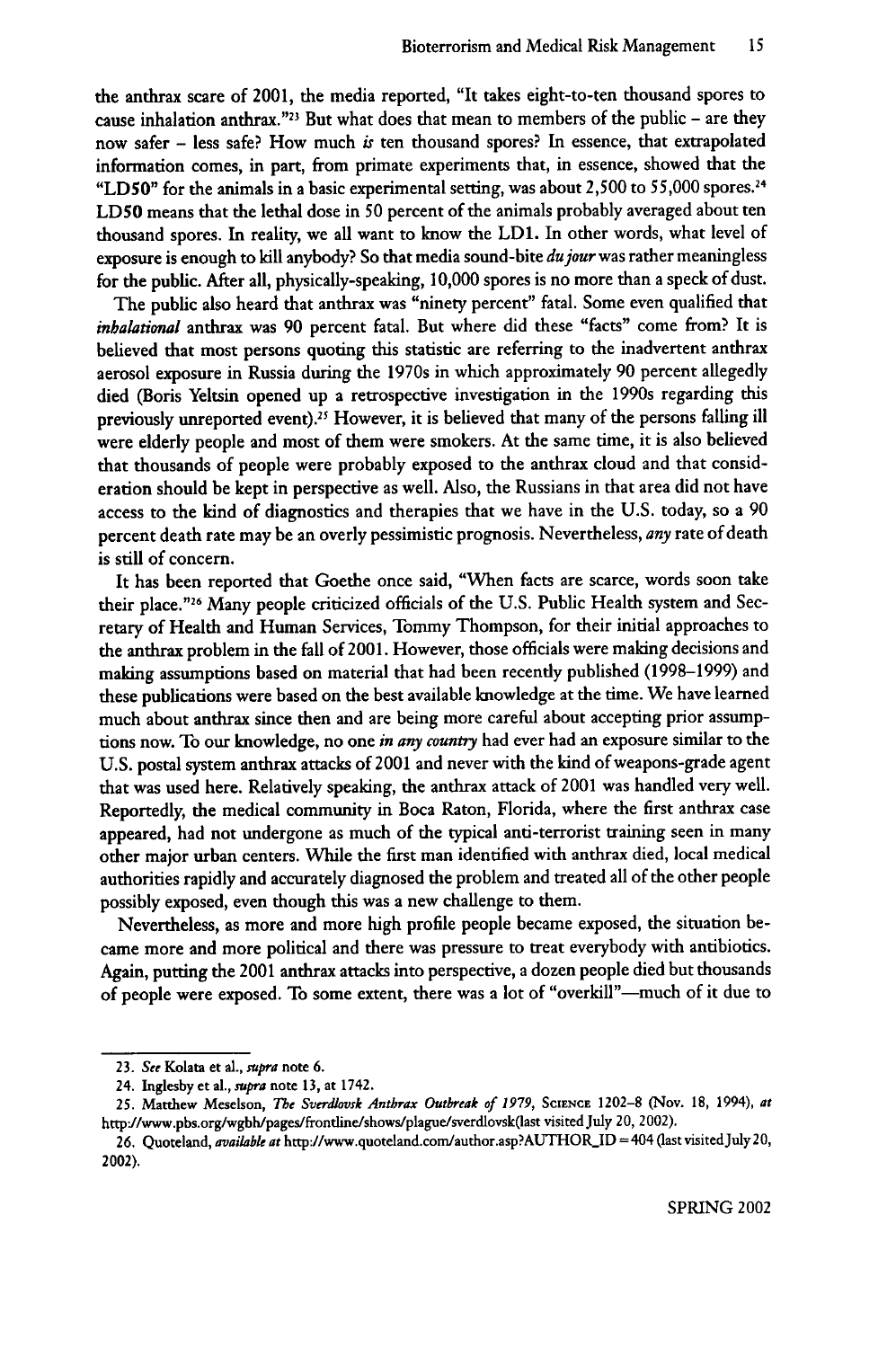the anthrax scare of 2001, the media reported, "It takes eight-to-ten thousand spores to cause inhalation anthrax."[23] But what does that mean to members of the public – are they now safer – less safe? How much *is* ten thousand spores? In essence, that extrapolated information comes, in part, from primate experiments that, in essence, showed that the "LD50" for the animals in a basic experimental setting, was about 2,500 to 55,000 spores.[24] LD50 means that the lethal dose in 50 percent of the animals probably averaged about ten thousand spores. In reality, we all want to know the LD1. In other words, what level of exposure is enough to kill anybody? So that media sound-bite *du jour* was rather meaningless for the public. After all, physically-speaking, 10,000 spores is no more than a speck of dust.

The public also heard that anthrax was "ninety percent" fatal. Some even qualified that *inhalational* anthrax was 90 percent fatal. But where did these "facts" come from? It is believed that most persons quoting this statistic are referring to the inadvertent anthrax aerosol exposure in Russia during the 1970s in which approximately 90 percent allegedly died (Boris Yeltsin opened up a retrospective investigation in the 1990s regarding this previously unreported event).[25] However, it is believed that many of the persons falling ill were elderly people and most of them were smokers. At the same time, it is also believed that thousands of people were probably exposed to the anthrax cloud and that consideration should be kept in perspective as well. Also, the Russians in that area did not have access to the kind of diagnostics and therapies that we have in the U.S. today, so a 90 percent death rate may be an overly pessimistic prognosis. Nevertheless, *any* rate of death is still of concern.

It has been reported that Goethe once said, "When facts are scarce, words soon take their place."[26] Many people criticized officials of the U.S. Public Health system and Secretary of Health and Human Services, Tommy Thompson, for their initial approaches to the anthrax problem in the fall of 2001. However, those officials were making decisions and making assumptions based on material that had been recently published (1998–1999) and these publications were based on the best available knowledge at the time. We have learned much about anthrax since then and are being more careful about accepting prior assumptions now. To our knowledge, no one *in any country* had ever had an exposure similar to the U.S. postal system anthrax attacks of 2001 and never with the kind of weapons-grade agent that was used here. Relatively speaking, the anthrax attack of 2001 was handled very well. Reportedly, the medical community in Boca Raton, Florida, where the first anthrax case appeared, had not undergone as much of the typical anti-terrorist training seen in many other major urban centers. While the first man identified with anthrax died, local medical authorities rapidly and accurately diagnosed the problem and treated all of the other people possibly exposed, even though this was a new challenge to them.

Nevertheless, as more and more high profile people became exposed, the situation became more and more political and there was pressure to treat everybody with antibiotics. Again, putting the 2001 anthrax attacks into perspective, a dozen people died but thousands of people were exposed. To some extent, there was a lot of "overkill"—much of it due to

---

23. *See* Kolata et al., *supra* note 6.

24. Inglesby et al., *supra* note 13, at 1742.

25. Matthew Meselson, *The Sverdlovsk Anthrax Outbreak of 1979*, SCIENCE 1202–8 (Nov. 18, 1994), *at* http://www.pbs.org/wgbh/pages/frontline/shows/plague/sverdlovsk(last visited July 20, 2002).

26. Quoteland, *available at* http://www.quoteland.com/author.asp?AUTHOR_ID=404 (last visited July 20, 2002).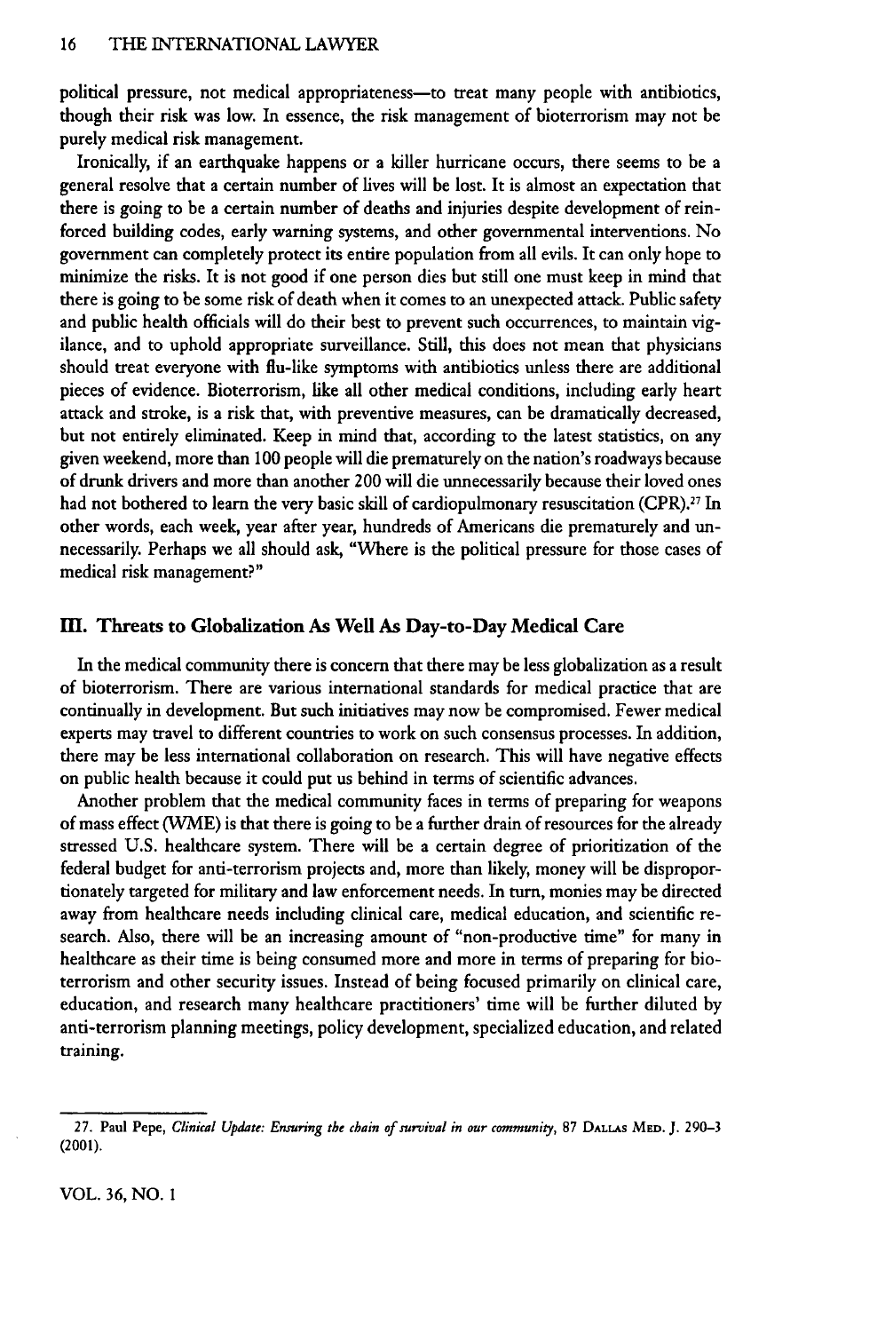political pressure, not medical appropriateness—to treat many people with antibiotics, though their risk was low. In essence, the risk management of bioterrorism may not be purely medical risk management.

Ironically, if an earthquake happens or a killer hurricane occurs, there seems to be a general resolve that a certain number of lives will be lost. It is almost an expectation that there is going to be a certain number of deaths and injuries despite development of reinforced building codes, early warning systems, and other governmental interventions. No government can completely protect its entire population from all evils. It can only hope to minimize the risks. It is not good if one person dies but still one must keep in mind that there is going to be some risk of death when it comes to an unexpected attack. Public safety and public health officials will do their best to prevent such occurrences, to maintain vigilance, and to uphold appropriate surveillance. Still, this does not mean that physicians should treat everyone with flu-like symptoms with antibiotics unless there are additional pieces of evidence. Bioterrorism, like all other medical conditions, including early heart attack and stroke, is a risk that, with preventive measures, can be dramatically decreased, but not entirely eliminated. Keep in mind that, according to the latest statistics, on any given weekend, more than 100 people will die prematurely on the nation's roadways because of drunk drivers and more than another 200 will die unnecessarily because their loved ones had not bothered to learn the very basic skill of cardiopulmonary resuscitation (CPR).[27] In other words, each week, year after year, hundreds of Americans die prematurely and unnecessarily. Perhaps we all should ask, "Where is the political pressure for those cases of medical risk management?"

## III. Threats to Globalization As Well As Day-to-Day Medical Care

In the medical community there is concern that there may be less globalization as a result of bioterrorism. There are various international standards for medical practice that are continually in development. But such initiatives may now be compromised. Fewer medical experts may travel to different countries to work on such consensus processes. In addition, there may be less international collaboration on research. This will have negative effects on public health because it could put us behind in terms of scientific advances.

Another problem that the medical community faces in terms of preparing for weapons of mass effect (WME) is that there is going to be a further drain of resources for the already stressed U.S. healthcare system. There will be a certain degree of prioritization of the federal budget for anti-terrorism projects and, more than likely, money will be disproportionately targeted for military and law enforcement needs. In turn, monies may be directed away from healthcare needs including clinical care, medical education, and scientific research. Also, there will be an increasing amount of "non-productive time" for many in healthcare as their time is being consumed more and more in terms of preparing for bioterrorism and other security issues. Instead of being focused primarily on clinical care, education, and research many healthcare practitioners' time will be further diluted by anti-terrorism planning meetings, policy development, specialized education, and related training.

---

27. Paul Pepe, *Clinical Update: Ensuring the chain of survival in our community*, 87 DALLAS MED. J. 290–3 (2001).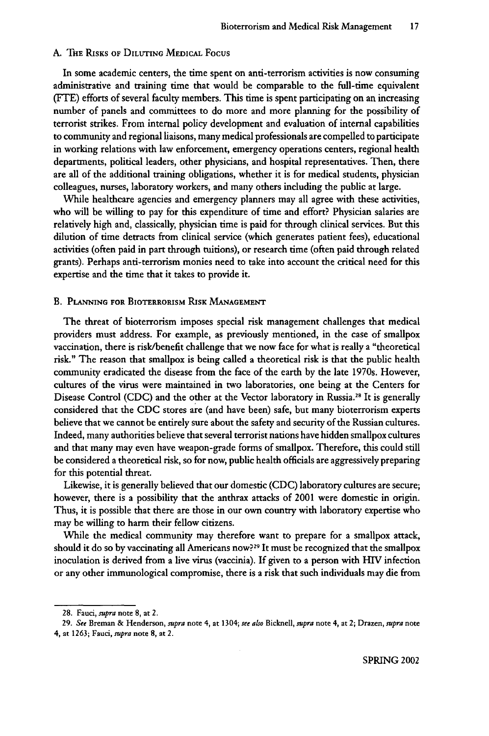### A. The Risks of Diluting Medical Focus

In some academic centers, the time spent on anti-terrorism activities is now consuming administrative and training time that would be comparable to the full-time equivalent (FTE) efforts of several faculty members. This time is spent participating on an increasing number of panels and committees to do more and more planning for the possibility of terrorist strikes. From internal policy development and evaluation of internal capabilities to community and regional liaisons, many medical professionals are compelled to participate in working relations with law enforcement, emergency operations centers, regional health departments, political leaders, other physicians, and hospital representatives. Then, there are all of the additional training obligations, whether it is for medical students, physician colleagues, nurses, laboratory workers, and many others including the public at large.

While healthcare agencies and emergency planners may all agree with these activities, who will be willing to pay for this expenditure of time and effort? Physician salaries are relatively high and, classically, physician time is paid for through clinical services. But this dilution of time detracts from clinical service (which generates patient fees), educational activities (often paid in part through tuitions), or research time (often paid through related grants). Perhaps anti-terrorism monies need to take into account the critical need for this expertise and the time that it takes to provide it.

### B. Planning for Bioterrorism Risk Management

The threat of bioterrorism imposes special risk management challenges that medical providers must address. For example, as previously mentioned, in the case of smallpox vaccination, there is risk/benefit challenge that we now face for what is really a "theoretical risk." The reason that smallpox is being called a theoretical risk is that the public health community eradicated the disease from the face of the earth by the late 1970s. However, cultures of the virus were maintained in two laboratories, one being at the Centers for Disease Control (CDC) and the other at the Vector laboratory in Russia.[28] It is generally considered that the CDC stores are (and have been) safe, but many bioterrorism experts believe that we cannot be entirely sure about the safety and security of the Russian cultures. Indeed, many authorities believe that several terrorist nations have hidden smallpox cultures and that many may even have weapon-grade forms of smallpox. Therefore, this could still be considered a theoretical risk, so for now, public health officials are aggressively preparing for this potential threat.

Likewise, it is generally believed that our domestic (CDC) laboratory cultures are secure; however, there is a possibility that the anthrax attacks of 2001 were domestic in origin. Thus, it is possible that there are those in our own country with laboratory expertise who may be willing to harm their fellow citizens.

While the medical community may therefore want to prepare for a smallpox attack, should it do so by vaccinating all Americans now?[29] It must be recognized that the smallpox inoculation is derived from a live virus (vaccinia). If given to a person with HIV infection or any other immunological compromise, there is a risk that such individuals may die from

---

28. Fauci, *supra* note 8, at 2.

29. *See* Breman & Henderson, *supra* note 4, at 1304; *see also* Bicknell, *supra* note 4, at 2; Drazen, *supra* note 4, at 1263; Fauci, *supra* note 8, at 2.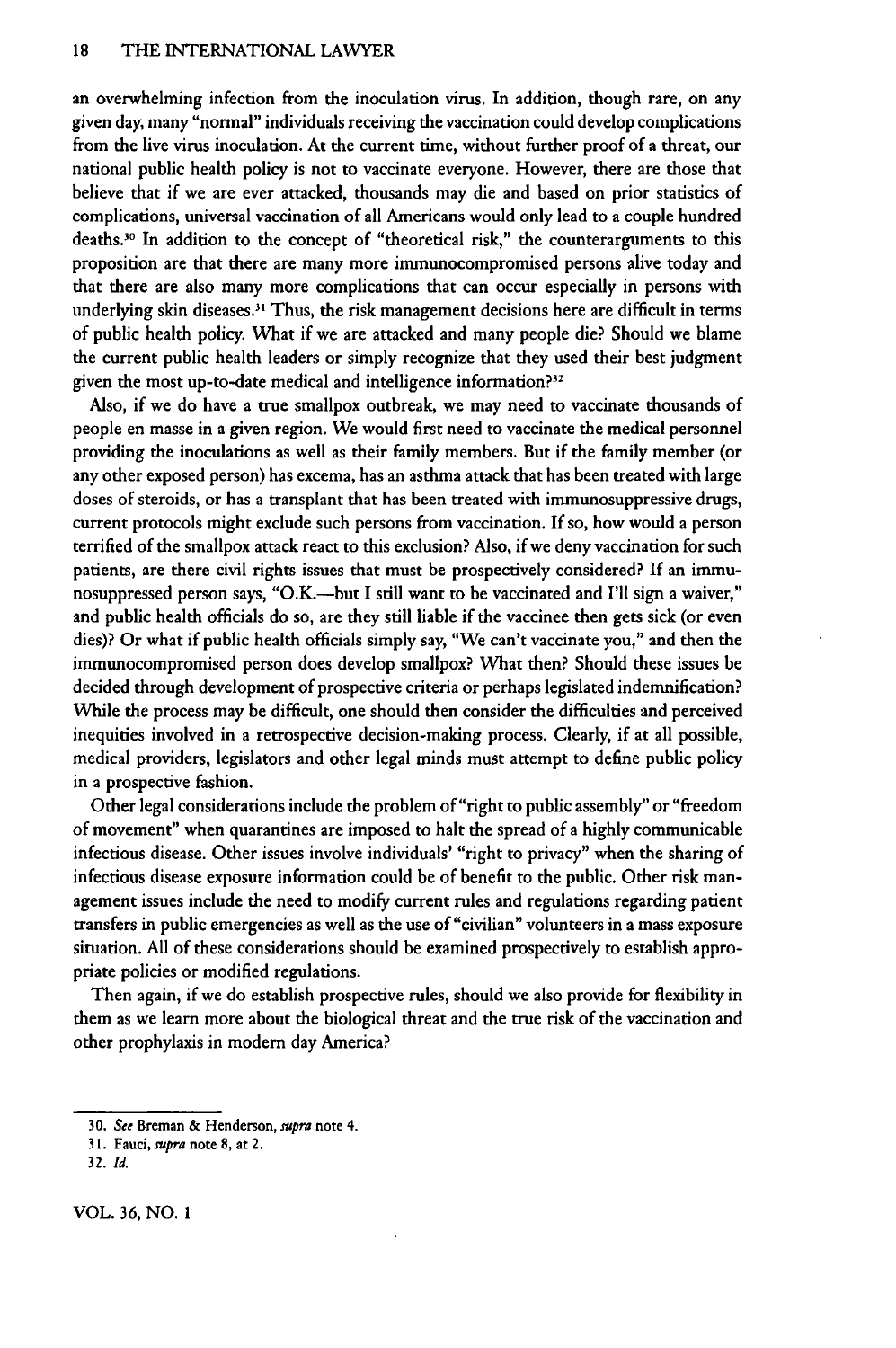an overwhelming infection from the inoculation virus. In addition, though rare, on any given day, many "normal" individuals receiving the vaccination could develop complications from the live virus inoculation. At the current time, without further proof of a threat, our national public health policy is not to vaccinate everyone. However, there are those that believe that if we are ever attacked, thousands may die and based on prior statistics of complications, universal vaccination of all Americans would only lead to a couple hundred deaths.[30] In addition to the concept of "theoretical risk," the counterarguments to this proposition are that there are many more immunocompromised persons alive today and that there are also many more complications that can occur especially in persons with underlying skin diseases.[31] Thus, the risk management decisions here are difficult in terms of public health policy. What if we are attacked and many people die? Should we blame the current public health leaders or simply recognize that they used their best judgment given the most up-to-date medical and intelligence information?[32]

Also, if we do have a true smallpox outbreak, we may need to vaccinate thousands of people en masse in a given region. We would first need to vaccinate the medical personnel providing the inoculations as well as their family members. But if the family member (or any other exposed person) has excema, has an asthma attack that has been treated with large doses of steroids, or has a transplant that has been treated with immunosuppressive drugs, current protocols might exclude such persons from vaccination. If so, how would a person terrified of the smallpox attack react to this exclusion? Also, if we deny vaccination for such patients, are there civil rights issues that must be prospectively considered? If an immunosuppressed person says, "O.K.—but I still want to be vaccinated and I'll sign a waiver," and public health officials do so, are they still liable if the vaccinee then gets sick (or even dies)? Or what if public health officials simply say, "We can't vaccinate you," and then the immunocompromised person does develop smallpox? What then? Should these issues be decided through development of prospective criteria or perhaps legislated indemnification? While the process may be difficult, one should then consider the difficulties and perceived inequities involved in a retrospective decision-making process. Clearly, if at all possible, medical providers, legislators and other legal minds must attempt to define public policy in a prospective fashion.

Other legal considerations include the problem of "right to public assembly" or "freedom of movement" when quarantines are imposed to halt the spread of a highly communicable infectious disease. Other issues involve individuals' "right to privacy" when the sharing of infectious disease exposure information could be of benefit to the public. Other risk management issues include the need to modify current rules and regulations regarding patient transfers in public emergencies as well as the use of "civilian" volunteers in a mass exposure situation. All of these considerations should be examined prospectively to establish appropriate policies or modified regulations.

Then again, if we do establish prospective rules, should we also provide for flexibility in them as we learn more about the biological threat and the true risk of the vaccination and other prophylaxis in modern day America?

---

30. *See* Breman & Henderson, *supra* note 4.

31. Fauci, *supra* note 8, at 2.

32. *Id.*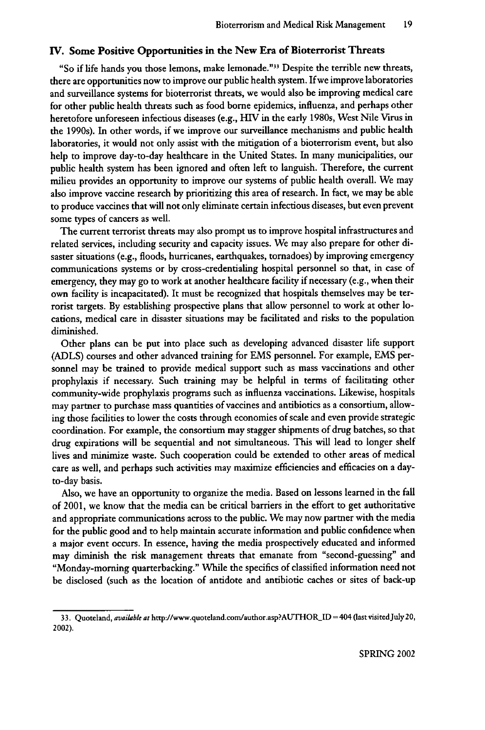## IV. Some Positive Opportunities in the New Era of Bioterrorist Threats

"So if life hands you those lemons, make lemonade."[33] Despite the terrible new threats, there are opportunities now to improve our public health system. If we improve laboratories and surveillance systems for bioterrorist threats, we would also be improving medical care for other public health threats such as food borne epidemics, influenza, and perhaps other heretofore unforeseen infectious diseases (e.g., HIV in the early 1980s, West Nile Virus in the 1990s). In other words, if we improve our surveillance mechanisms and public health laboratories, it would not only assist with the mitigation of a bioterrorism event, but also help to improve day-to-day healthcare in the United States. In many municipalities, our public health system has been ignored and often left to languish. Therefore, the current milieu provides an opportunity to improve our systems of public health overall. We may also improve vaccine research by prioritizing this area of research. In fact, we may be able to produce vaccines that will not only eliminate certain infectious diseases, but even prevent some types of cancers as well.

The current terrorist threats may also prompt us to improve hospital infrastructures and related services, including security and capacity issues. We may also prepare for other disaster situations (e.g., floods, hurricanes, earthquakes, tornadoes) by improving emergency communications systems or by cross-credentialing hospital personnel so that, in case of emergency, they may go to work at another healthcare facility if necessary (e.g., when their own facility is incapacitated). It must be recognized that hospitals themselves may be terrorist targets. By establishing prospective plans that allow personnel to work at other locations, medical care in disaster situations may be facilitated and risks to the population diminished.

Other plans can be put into place such as developing advanced disaster life support (ADLS) courses and other advanced training for EMS personnel. For example, EMS personnel may be trained to provide medical support such as mass vaccinations and other prophylaxis if necessary. Such training may be helpful in terms of facilitating other community-wide prophylaxis programs such as influenza vaccinations. Likewise, hospitals may partner to purchase mass quantities of vaccines and antibiotics as a consortium, allowing those facilities to lower the costs through economies of scale and even provide strategic coordination. For example, the consortium may stagger shipments of drug batches, so that drug expirations will be sequential and not simultaneous. This will lead to longer shelf lives and minimize waste. Such cooperation could be extended to other areas of medical care as well, and perhaps such activities may maximize efficiencies and efficacies on a day-to-day basis.

Also, we have an opportunity to organize the media. Based on lessons learned in the fall of 2001, we know that the media can be critical barriers in the effort to get authoritative and appropriate communications across to the public. We may now partner with the media for the public good and to help maintain accurate information and public confidence when a major event occurs. In essence, having the media prospectively educated and informed may diminish the risk management threats that emanate from "second-guessing" and "Monday-morning quarterbacking." While the specifics of classified information need not be disclosed (such as the location of antidote and antibiotic caches or sites of back-up

---

33. Quoteland, *available at* http://www.quoteland.com/author.asp?AUTHOR_ID=404 (last visited July 20, 2002).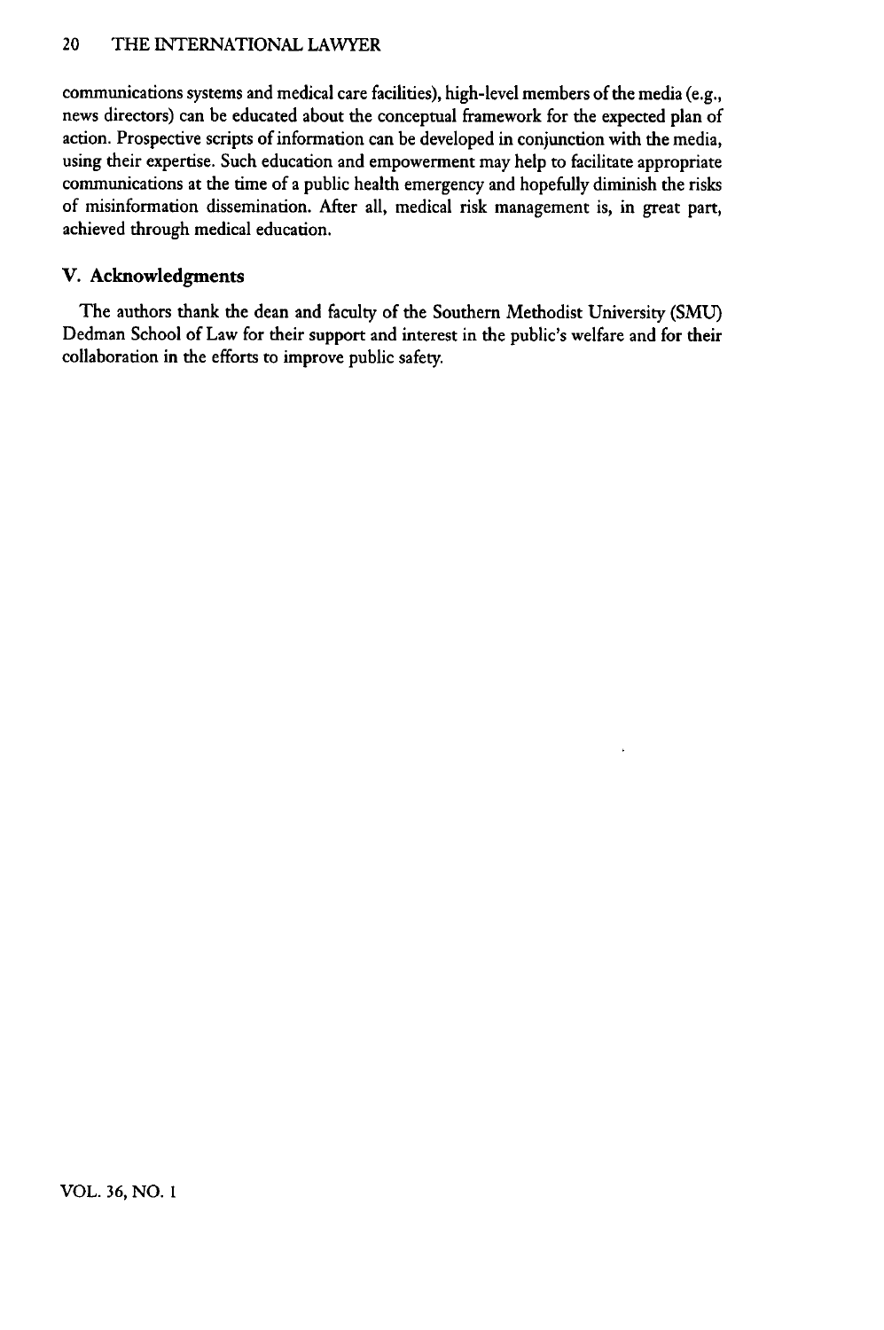communications systems and medical care facilities), high-level members of the media (e.g., news directors) can be educated about the conceptual framework for the expected plan of action. Prospective scripts of information can be developed in conjunction with the media, using their expertise. Such education and empowerment may help to facilitate appropriate communications at the time of a public health emergency and hopefully diminish the risks of misinformation dissemination. After all, medical risk management is, in great part, achieved through medical education.

## V. Acknowledgments

The authors thank the dean and faculty of the Southern Methodist University (SMU) Dedman School of Law for their support and interest in the public's welfare and for their collaboration in the efforts to improve public safety.